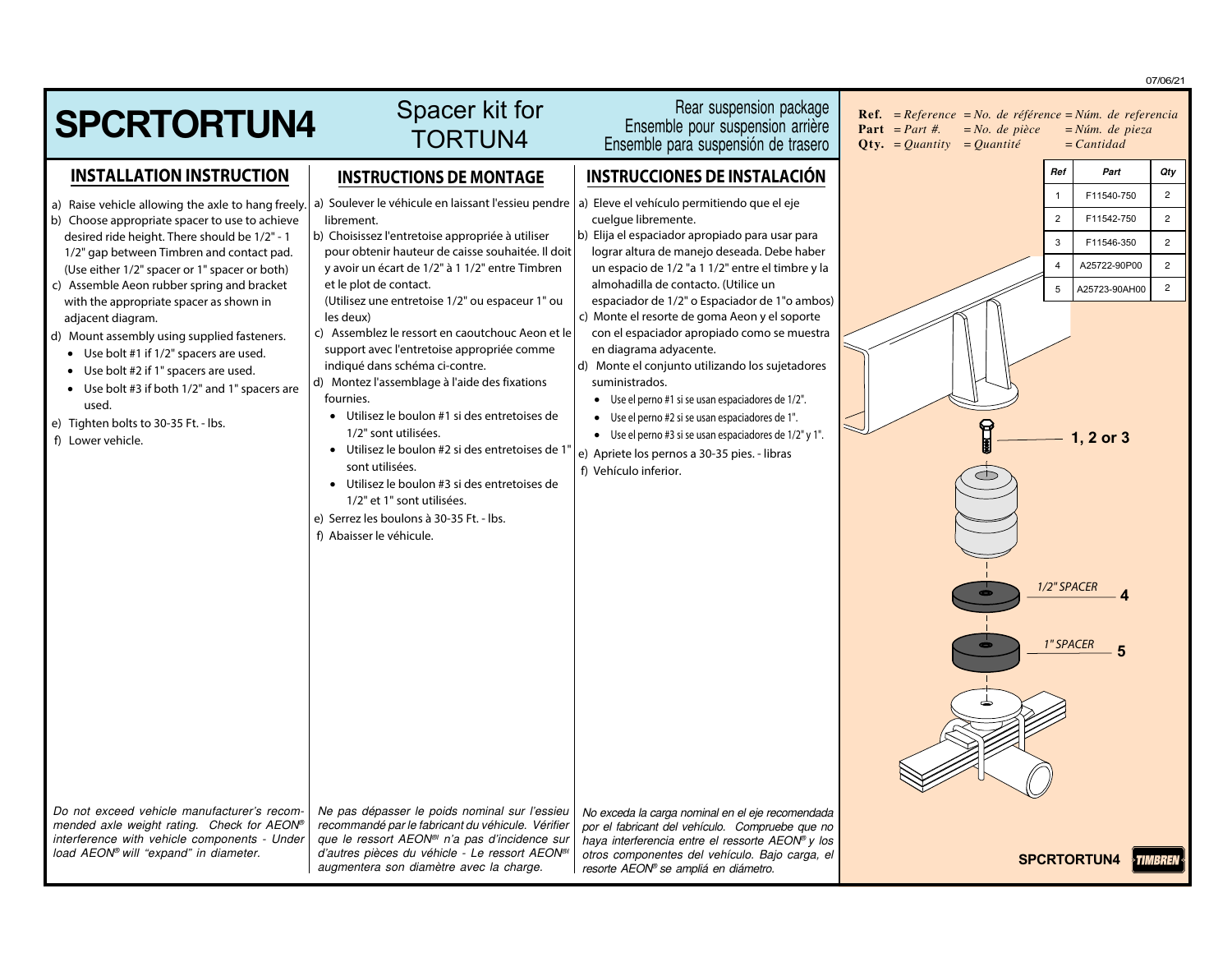# SPCRTORTUN4

Spacer kit for TORTUN4

Rear suspension package
Ensemble pour suspension arrière
Ensemble para suspensión de trasero

**Ref.** = *Reference* = *No. de référence* = *Núm. de referencia*
**Part** = *Part #.* = *No. de pièce* = *Núm. de pieza*
**Qty.** = *Quantity* = *Quantité* = *Cantidad*

| Ref | Part | Qty |
|---|---|---|
| 1 | F11540-750 | 2 |
| 2 | F11542-750 | 2 |
| 3 | F11546-350 | 2 |
| 4 | A25722-90P00 | 2 |
| 5 | A25723-90AH00 | 2 |

## INSTALLATION INSTRUCTION

a) Raise vehicle allowing the axle to hang freely.
b) Choose appropriate spacer to use to achieve desired ride height. There should be 1/2" - 1 1/2" gap between Timbren and contact pad. (Use either 1/2" spacer or 1" spacer or both)
c) Assemble Aeon rubber spring and bracket with the appropriate spacer as shown in adjacent diagram.
d) Mount assembly using supplied fasteners.
  - Use bolt #1 if 1/2" spacers are used.
  - Use bolt #2 if 1" spacers are used.
  - Use bolt #3 if both 1/2" and 1" spacers are used.
e) Tighten bolts to 30-35 Ft. - lbs.
f) Lower vehicle.

*Do not exceed vehicle manufacturer's recommended axle weight rating. Check for AEON® interference with vehicle components - Under load AEON® will "expand" in diameter.*

## INSTRUCTIONS DE MONTAGE

a) Soulever le véhicule en laissant l'essieu pendre librement.
b) Choisissez l'entretoise appropriée à utiliser pour obtenir hauteur de caisse souhaitée. Il doit y avoir un écart de 1/2" à 1 1/2" entre Timbren et le plot de contact. (Utilisez une entretoise 1/2" ou espaceur 1" ou les deux)
c) Assemblez le ressort en caoutchouc Aeon et le support avec l'entretoise appropriée comme indiqué dans schéma ci-contre.
d) Montez l'assemblage à l'aide des fixations fournies.
  - Utilisez le boulon #1 si des entretoises de 1/2" sont utilisées.
  - Utilisez le boulon #2 si des entretoises de 1" sont utilisées.
  - Utilisez le boulon #3 si des entretoises de 1/2" et 1" sont utilisées.
e) Serrez les boulons à 30-35 Ft. - lbs.
f) Abaisser le véhicule.

*Ne pas dépasser le poids nominal sur l'essieu recommandé par le fabricant du véhicule. Vérifier que le ressort AEON® n'a pas d'incidence sur d'autres pièces du véhicle - Le ressort AEON® augmentera son diamètre avec la charge.*

## INSTRUCCIONES DE INSTALACIÓN

a) Eleve el vehículo permitiendo que el eje cuelgue libremente.
b) Elija el espaciador apropiado para usar para lograr altura de manejo deseada. Debe haber un espacio de 1/2 "a 1 1/2" entre el timbre y la almohadilla de contacto. (Utilice un espaciador de 1/2" o Espaciador de 1"o ambos)
c) Monte el resorte de goma Aeon y el soporte con el espaciador apropiado como se muestra en diagrama adyacente.
d) Monte el conjunto utilizando los sujetadores suministrados.
  - Use el perno #1 si se usan espaciadores de 1/2".
  - Use el perno #2 si se usan espaciadores de 1".
  - Use el perno #3 si se usan espaciadores de 1/2" y 1".
e) Apriete los pernos a 30-35 pies. - libras
f) Vehículo inferior.

*No exceda la carga nominal en el eje recomendada por el fabricante del vehículo. Compruebe que no haya interferencia entre el ressorte AEON® y los otros componentes del vehículo. Bajo carga, el resorte AEON® se ampliá en diámetro.*

1, 2 or 3

1/2" SPACER 4

1" SPACER 5

SPCRTORTUN4 TIMBREN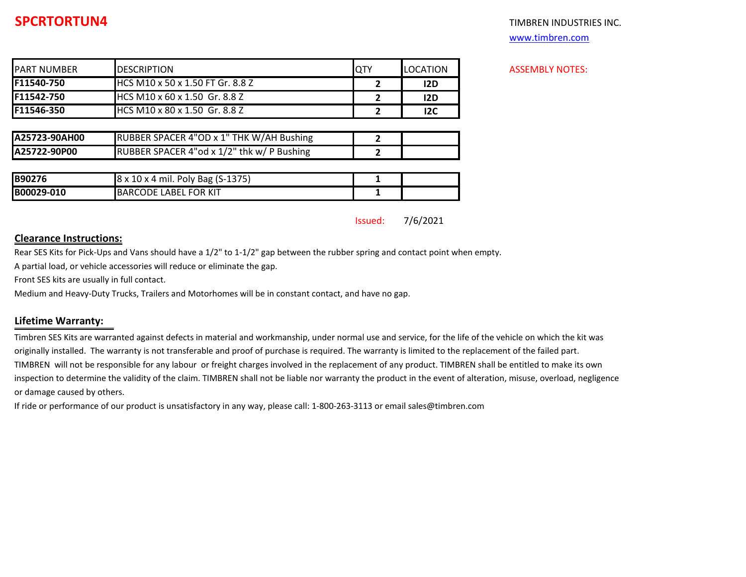# SPCRTORTUN4

TIMBREN INDUSTRIES INC.
www.timbren.com

ASSEMBLY NOTES:

| PART NUMBER | DESCRIPTION | QTY | LOCATION |
| --- | --- | --- | --- |
| **F11540-750** | HCS M10 x 50 x 1.50 FT Gr. 8.8 Z | **2** | **I2D** |
| **F11542-750** | HCS M10 x 60 x 1.50 Gr. 8.8 Z | **2** | **I2D** |
| **F11546-350** | HCS M10 x 80 x 1.50 Gr. 8.8 Z | **2** | **I2C** |
| | | | |
| **A25723-90AH00** | RUBBER SPACER 4"OD x 1" THK W/AH Bushing | **2** | |
| **A25722-90P00** | RUBBER SPACER 4"od x 1/2" thk w/ P Bushing | **2** | |
| | | | |
| **B90276** | 8 x 10 x 4 mil. Poly Bag (S-1375) | **1** | |
| **B00029-010** | BARCODE LABEL FOR KIT | **1** | |

Issued: 7/6/2021

## Clearance Instructions:

Rear SES Kits for Pick-Ups and Vans should have a 1/2" to 1-1/2" gap between the rubber spring and contact point when empty.

A partial load, or vehicle accessories will reduce or eliminate the gap.

Front SES kits are usually in full contact.

Medium and Heavy-Duty Trucks, Trailers and Motorhomes will be in constant contact, and have no gap.

## Lifetime Warranty:

Timbren SES Kits are warranted against defects in material and workmanship, under normal use and service, for the life of the vehicle on which the kit was originally installed. The warranty is not transferable and proof of purchase is required. The warranty is limited to the replacement of the failed part. TIMBREN will not be responsible for any labour or freight charges involved in the replacement of any product. TIMBREN shall be entitled to make its own inspection to determine the validity of the claim. TIMBREN shall not be liable nor warranty the product in the event of alteration, misuse, overload, negligence or damage caused by others.

If ride or performance of our product is unsatisfactory in any way, please call: 1-800-263-3113 or email sales@timbren.com